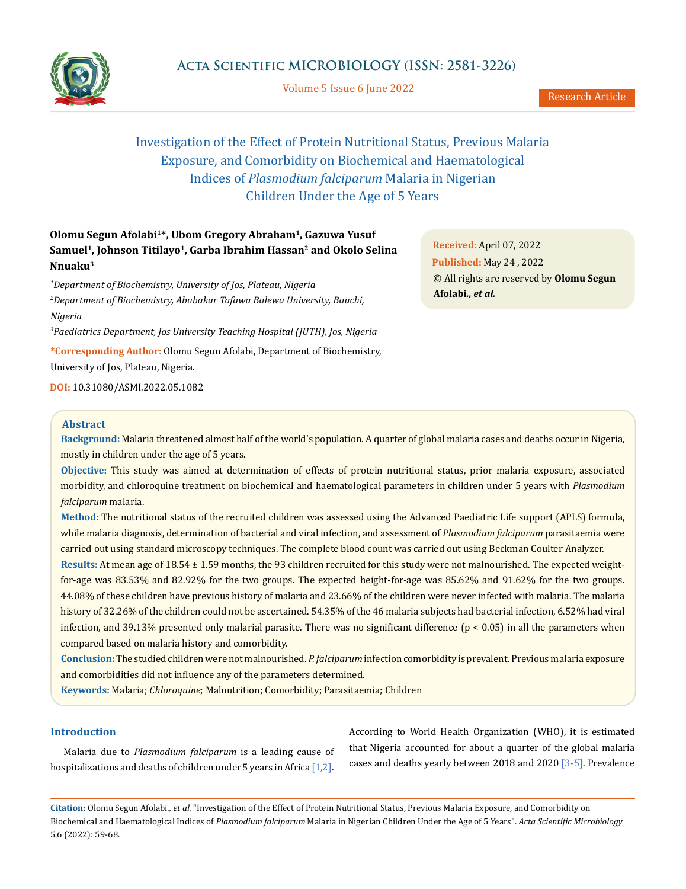# Investigation of the Effect of Protein Nutritional Status, Previous Malaria Exposure, and Comorbidity on Biochemical and Haematological Indices of *Plasmodium falciparum* Malaria in Nigerian Children Under the Age of 5 Years

**Olomu Segun Afolabi[1]\*, Ubom Gregory Abraham[1], Gazuwa Yusuf Samuel[1], Johnson Titilayo[1], Garba Ibrahim Hassan[2] and Okolo Selina Nnuaku[3]**

[1]*Department of Biochemistry, University of Jos, Plateau, Nigeria*

[2]*Department of Biochemistry, Abubakar Tafawa Balewa University, Bauchi, Nigeria*

[3]*Paediatrics Department, Jos University Teaching Hospital (JUTH), Jos, Nigeria*

**\*Corresponding Author:** Olomu Segun Afolabi, Department of Biochemistry, University of Jos, Plateau, Nigeria.

**DOI:** 10.31080/ASMI.2022.05.1082

**Received:** April 07, 2022

**Published:** May 24 , 2022

© All rights are reserved by **Olomu Segun Afolabi.*, et al.***

## Abstract

**Background:** Malaria threatened almost half of the world's population. A quarter of global malaria cases and deaths occur in Nigeria, mostly in children under the age of 5 years.

**Objective:** This study was aimed at determination of effects of protein nutritional status, prior malaria exposure, associated morbidity, and chloroquine treatment on biochemical and haematological parameters in children under 5 years with *Plasmodium falciparum* malaria.

**Method:** The nutritional status of the recruited children was assessed using the Advanced Paediatric Life support (APLS) formula, while malaria diagnosis, determination of bacterial and viral infection, and assessment of *Plasmodium falciparum* parasitaemia were carried out using standard microscopy techniques. The complete blood count was carried out using Beckman Coulter Analyzer.

**Results:** At mean age of 18.54 ± 1.59 months, the 93 children recruited for this study were not malnourished. The expected weight-for-age was 83.53% and 82.92% for the two groups. The expected height-for-age was 85.62% and 91.62% for the two groups. 44.08% of these children have previous history of malaria and 23.66% of the children were never infected with malaria. The malaria history of 32.26% of the children could not be ascertained. 54.35% of the 46 malaria subjects had bacterial infection, 6.52% had viral infection, and 39.13% presented only malarial parasite. There was no significant difference ($p < 0.05$) in all the parameters when compared based on malaria history and comorbidity.

**Conclusion:** The studied children were not malnourished. *P. falciparum* infection comorbidity is prevalent. Previous malaria exposure and comorbidities did not influence any of the parameters determined.

**Keywords:** Malaria; *Chloroquine*; Malnutrition; Comorbidity; Parasitaemia; Children

## Introduction

Malaria due to *Plasmodium falciparum* is a leading cause of hospitalizations and deaths of children under 5 years in Africa [1,2]. According to World Health Organization (WHO), it is estimated that Nigeria accounted for about a quarter of the global malaria cases and deaths yearly between 2018 and 2020 [3-5]. Prevalence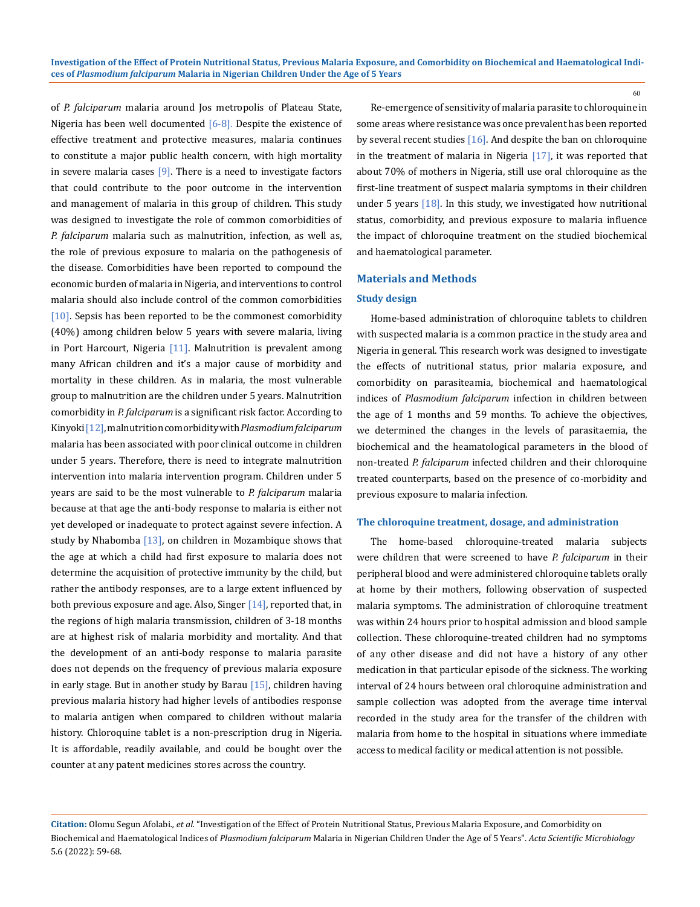of *P. falciparum* malaria around Jos metropolis of Plateau State, Nigeria has been well documented [6-8]. Despite the existence of effective treatment and protective measures, malaria continues to constitute a major public health concern, with high mortality in severe malaria cases [9]. There is a need to investigate factors that could contribute to the poor outcome in the intervention and management of malaria in this group of children. This study was designed to investigate the role of common comorbidities of *P. falciparum* malaria such as malnutrition, infection, as well as, the role of previous exposure to malaria on the pathogenesis of the disease. Comorbidities have been reported to compound the economic burden of malaria in Nigeria, and interventions to control malaria should also include control of the common comorbidities [10]. Sepsis has been reported to be the commonest comorbidity (40%) among children below 5 years with severe malaria, living in Port Harcourt, Nigeria [11]. Malnutrition is prevalent among many African children and it's a major cause of morbidity and mortality in these children. As in malaria, the most vulnerable group to malnutrition are the children under 5 years. Malnutrition comorbidity in *P. falciparum* is a significant risk factor. According to Kinyoki [12], malnutrition comorbidity with *Plasmodium falciparum* malaria has been associated with poor clinical outcome in children under 5 years. Therefore, there is need to integrate malnutrition intervention into malaria intervention program. Children under 5 years are said to be the most vulnerable to *P. falciparum* malaria because at that age the anti-body response to malaria is either not yet developed or inadequate to protect against severe infection. A study by Nhabomba [13], on children in Mozambique shows that the age at which a child had first exposure to malaria does not determine the acquisition of protective immunity by the child, but rather the antibody responses, are to a large extent influenced by both previous exposure and age. Also, Singer [14], reported that, in the regions of high malaria transmission, children of 3-18 months are at highest risk of malaria morbidity and mortality. And that the development of an anti-body response to malaria parasite does not depends on the frequency of previous malaria exposure in early stage. But in another study by Barau [15], children having previous malaria history had higher levels of antibodies response to malaria antigen when compared to children without malaria history. Chloroquine tablet is a non-prescription drug in Nigeria. It is affordable, readily available, and could be bought over the counter at any patent medicines stores across the country.

Re-emergence of sensitivity of malaria parasite to chloroquine in some areas where resistance was once prevalent has been reported by several recent studies [16]. And despite the ban on chloroquine in the treatment of malaria in Nigeria [17], it was reported that about 70% of mothers in Nigeria, still use oral chloroquine as the first-line treatment of suspect malaria symptoms in their children under 5 years [18]. In this study, we investigated how nutritional status, comorbidity, and previous exposure to malaria influence the impact of chloroquine treatment on the studied biochemical and haematological parameter.

## Materials and Methods

### Study design

Home-based administration of chloroquine tablets to children with suspected malaria is a common practice in the study area and Nigeria in general. This research work was designed to investigate the effects of nutritional status, prior malaria exposure, and comorbidity on parasiteamia, biochemical and haematological indices of *Plasmodium falciparum* infection in children between the age of 1 months and 59 months. To achieve the objectives, we determined the changes in the levels of parasitaemia, the biochemical and the heamatological parameters in the blood of non-treated *P. falciparum* infected children and their chloroquine treated counterparts, based on the presence of co-morbidity and previous exposure to malaria infection.

### The chloroquine treatment, dosage, and administration

The home-based chloroquine-treated malaria subjects were children that were screened to have *P. falciparum* in their peripheral blood and were administered chloroquine tablets orally at home by their mothers, following observation of suspected malaria symptoms. The administration of chloroquine treatment was within 24 hours prior to hospital admission and blood sample collection. These chloroquine-treated children had no symptoms of any other disease and did not have a history of any other medication in that particular episode of the sickness. The working interval of 24 hours between oral chloroquine administration and sample collection was adopted from the average time interval recorded in the study area for the transfer of the children with malaria from home to the hospital in situations where immediate access to medical facility or medical attention is not possible.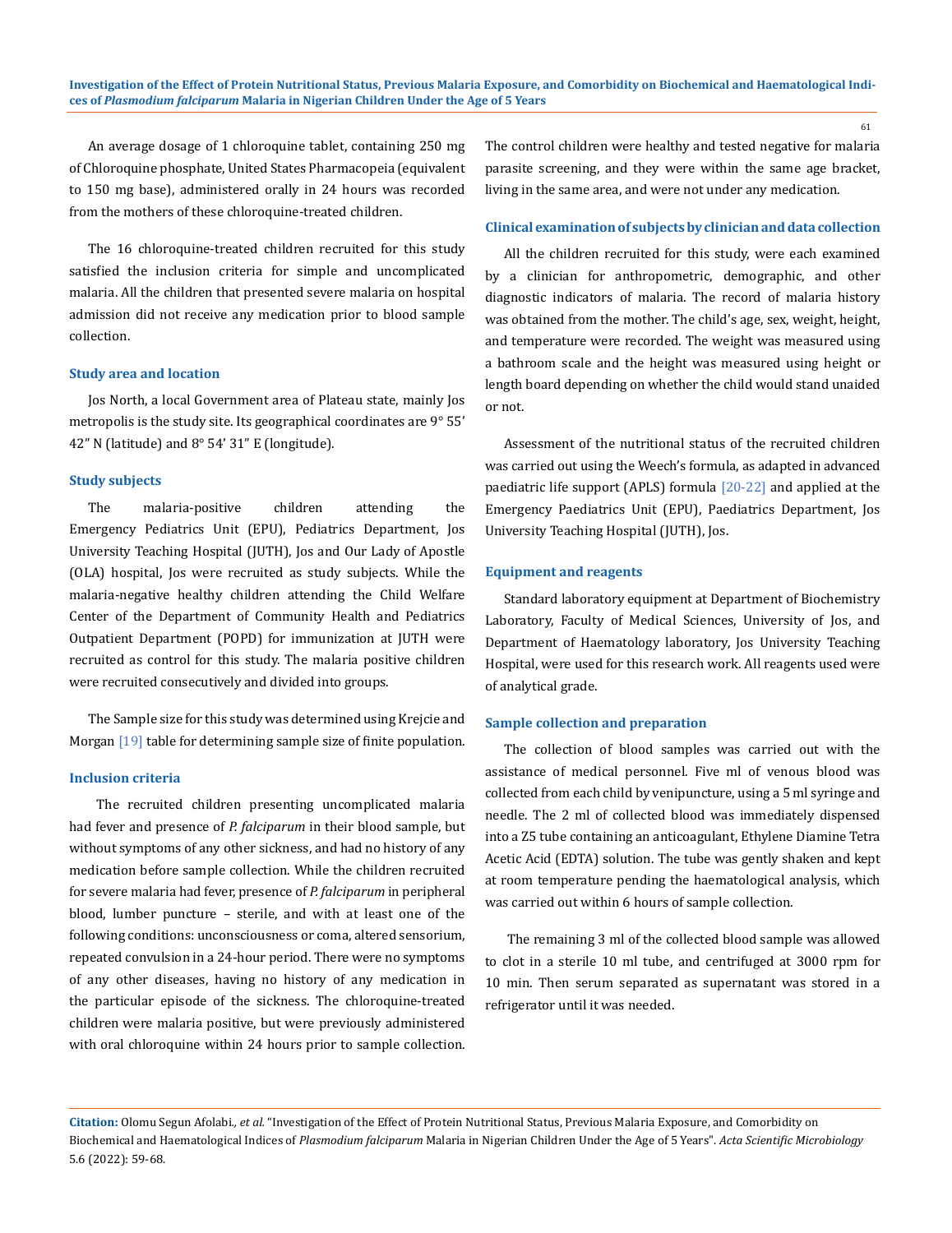An average dosage of 1 chloroquine tablet, containing 250 mg of Chloroquine phosphate, United States Pharmacopeia (equivalent to 150 mg base), administered orally in 24 hours was recorded from the mothers of these chloroquine-treated children.

The 16 chloroquine-treated children recruited for this study satisfied the inclusion criteria for simple and uncomplicated malaria. All the children that presented severe malaria on hospital admission did not receive any medication prior to blood sample collection.

### Study area and location

Jos North, a local Government area of Plateau state, mainly Jos metropolis is the study site. Its geographical coordinates are 9° 55' 42" N (latitude) and 8° 54' 31" E (longitude).

### Study subjects

The malaria-positive children attending the Emergency Pediatrics Unit (EPU), Pediatrics Department, Jos University Teaching Hospital (JUTH), Jos and Our Lady of Apostle (OLA) hospital, Jos were recruited as study subjects. While the malaria-negative healthy children attending the Child Welfare Center of the Department of Community Health and Pediatrics Outpatient Department (POPD) for immunization at JUTH were recruited as control for this study. The malaria positive children were recruited consecutively and divided into groups.

The Sample size for this study was determined using Krejcie and Morgan [19] table for determining sample size of finite population.

### Inclusion criteria

The recruited children presenting uncomplicated malaria had fever and presence of *P. falciparum* in their blood sample, but without symptoms of any other sickness, and had no history of any medication before sample collection. While the children recruited for severe malaria had fever, presence of *P. falciparum* in peripheral blood, lumber puncture – sterile, and with at least one of the following conditions: unconsciousness or coma, altered sensorium, repeated convulsion in a 24-hour period. There were no symptoms of any other diseases, having no history of any medication in the particular episode of the sickness. The chloroquine-treated children were malaria positive, but were previously administered with oral chloroquine within 24 hours prior to sample collection. The control children were healthy and tested negative for malaria parasite screening, and they were within the same age bracket, living in the same area, and were not under any medication.

### Clinical examination of subjects by clinician and data collection

All the children recruited for this study, were each examined by a clinician for anthropometric, demographic, and other diagnostic indicators of malaria. The record of malaria history was obtained from the mother. The child's age, sex, weight, height, and temperature were recorded. The weight was measured using a bathroom scale and the height was measured using height or length board depending on whether the child would stand unaided or not.

Assessment of the nutritional status of the recruited children was carried out using the Weech's formula, as adapted in advanced paediatric life support (APLS) formula [20-22] and applied at the Emergency Paediatrics Unit (EPU), Paediatrics Department, Jos University Teaching Hospital (JUTH), Jos.

### Equipment and reagents

Standard laboratory equipment at Department of Biochemistry Laboratory, Faculty of Medical Sciences, University of Jos, and Department of Haematology laboratory, Jos University Teaching Hospital, were used for this research work. All reagents used were of analytical grade.

### Sample collection and preparation

The collection of blood samples was carried out with the assistance of medical personnel. Five ml of venous blood was collected from each child by venipuncture, using a 5 ml syringe and needle. The 2 ml of collected blood was immediately dispensed into a Z5 tube containing an anticoagulant, Ethylene Diamine Tetra Acetic Acid (EDTA) solution. The tube was gently shaken and kept at room temperature pending the haematological analysis, which was carried out within 6 hours of sample collection.

The remaining 3 ml of the collected blood sample was allowed to clot in a sterile 10 ml tube, and centrifuged at 3000 rpm for 10 min. Then serum separated as supernatant was stored in a refrigerator until it was needed.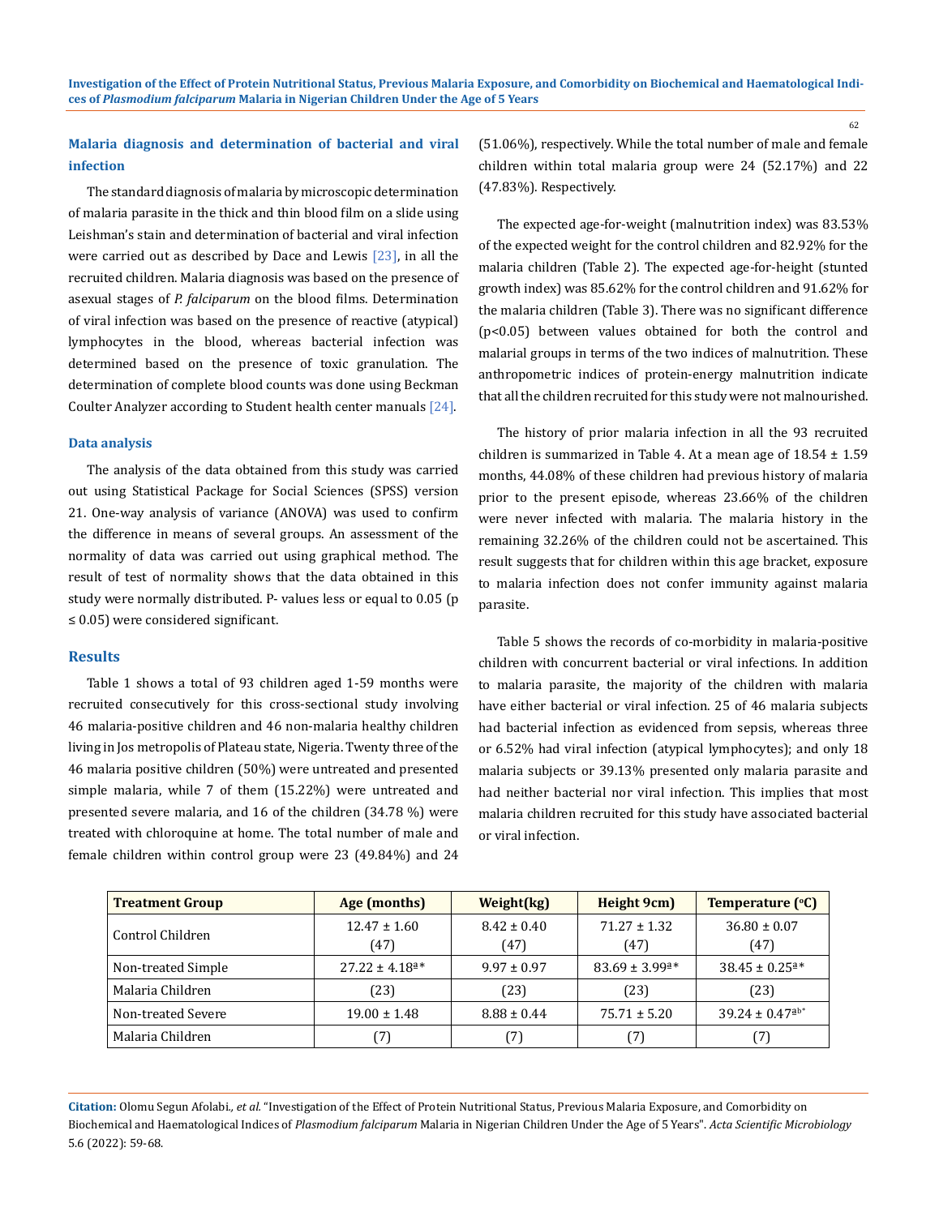### Malaria diagnosis and determination of bacterial and viral infection

The standard diagnosis of malaria by microscopic determination of malaria parasite in the thick and thin blood film on a slide using Leishman's stain and determination of bacterial and viral infection were carried out as described by Dace and Lewis [23], in all the recruited children. Malaria diagnosis was based on the presence of asexual stages of *P. falciparum* on the blood films. Determination of viral infection was based on the presence of reactive (atypical) lymphocytes in the blood, whereas bacterial infection was determined based on the presence of toxic granulation. The determination of complete blood counts was done using Beckman Coulter Analyzer according to Student health center manuals [24].

#### Data analysis

The analysis of the data obtained from this study was carried out using Statistical Package for Social Sciences (SPSS) version 21. One-way analysis of variance (ANOVA) was used to confirm the difference in means of several groups. An assessment of the normality of data was carried out using graphical method. The result of test of normality shows that the data obtained in this study were normally distributed. P- values less or equal to 0.05 ($p \leq 0.05$) were considered significant.

### Results

Table 1 shows a total of 93 children aged 1-59 months were recruited consecutively for this cross-sectional study involving 46 malaria-positive children and 46 non-malaria healthy children living in Jos metropolis of Plateau state, Nigeria. Twenty three of the 46 malaria positive children (50%) were untreated and presented simple malaria, while 7 of them (15.22%) were untreated and presented severe malaria, and 16 of the children (34.78 %) were treated with chloroquine at home. The total number of male and female children within control group were 23 (49.84%) and 24 (51.06%), respectively. While the total number of male and female children within total malaria group were 24 (52.17%) and 22 (47.83%). Respectively.

The expected age-for-weight (malnutrition index) was 83.53% of the expected weight for the control children and 82.92% for the malaria children (Table 2). The expected age-for-height (stunted growth index) was 85.62% for the control children and 91.62% for the malaria children (Table 3). There was no significant difference ($p<0.05$) between values obtained for both the control and malarial groups in terms of the two indices of malnutrition. These anthropometric indices of protein-energy malnutrition indicate that all the children recruited for this study were not malnourished.

The history of prior malaria infection in all the 93 recruited children is summarized in Table 4. At a mean age of 18.54 ± 1.59 months, 44.08% of these children had previous history of malaria prior to the present episode, whereas 23.66% of the children were never infected with malaria. The malaria history in the remaining 32.26% of the children could not be ascertained. This result suggests that for children within this age bracket, exposure to malaria infection does not confer immunity against malaria parasite.

Table 5 shows the records of co-morbidity in malaria-positive children with concurrent bacterial or viral infections. In addition to malaria parasite, the majority of the children with malaria have either bacterial or viral infection. 25 of 46 malaria subjects had bacterial infection as evidenced from sepsis, whereas three or 6.52% had viral infection (atypical lymphocytes); and only 18 malaria subjects or 39.13% presented only malaria parasite and had neither bacterial nor viral infection. This implies that most malaria children recruited for this study have associated bacterial or viral infection.

| Treatment Group | Age (months) | Weight(kg) | Height 9cm) | Temperature (°C) |
|---|---|---|---|---|
| Control Children | 12.47 ± 1.60 (47) | 8.42 ± 0.40 (47) | 71.27 ± 1.32 (47) | 36.80 ± 0.07 (47) |
| Non-treated Simple | 27.22 ± 4.18[a]* | 9.97 ± 0.97 | 83.69 ± 3.99[a]* | 38.45 ± 0.25[a]* |
| Malaria Children | (23) | (23) | (23) | (23) |
| Non-treated Severe | 19.00 ± 1.48 | 8.88 ± 0.44 | 75.71 ± 5.20 | 39.24 ± 0.47[ab]* |
| Malaria Children | (7) | (7) | (7) | (7) |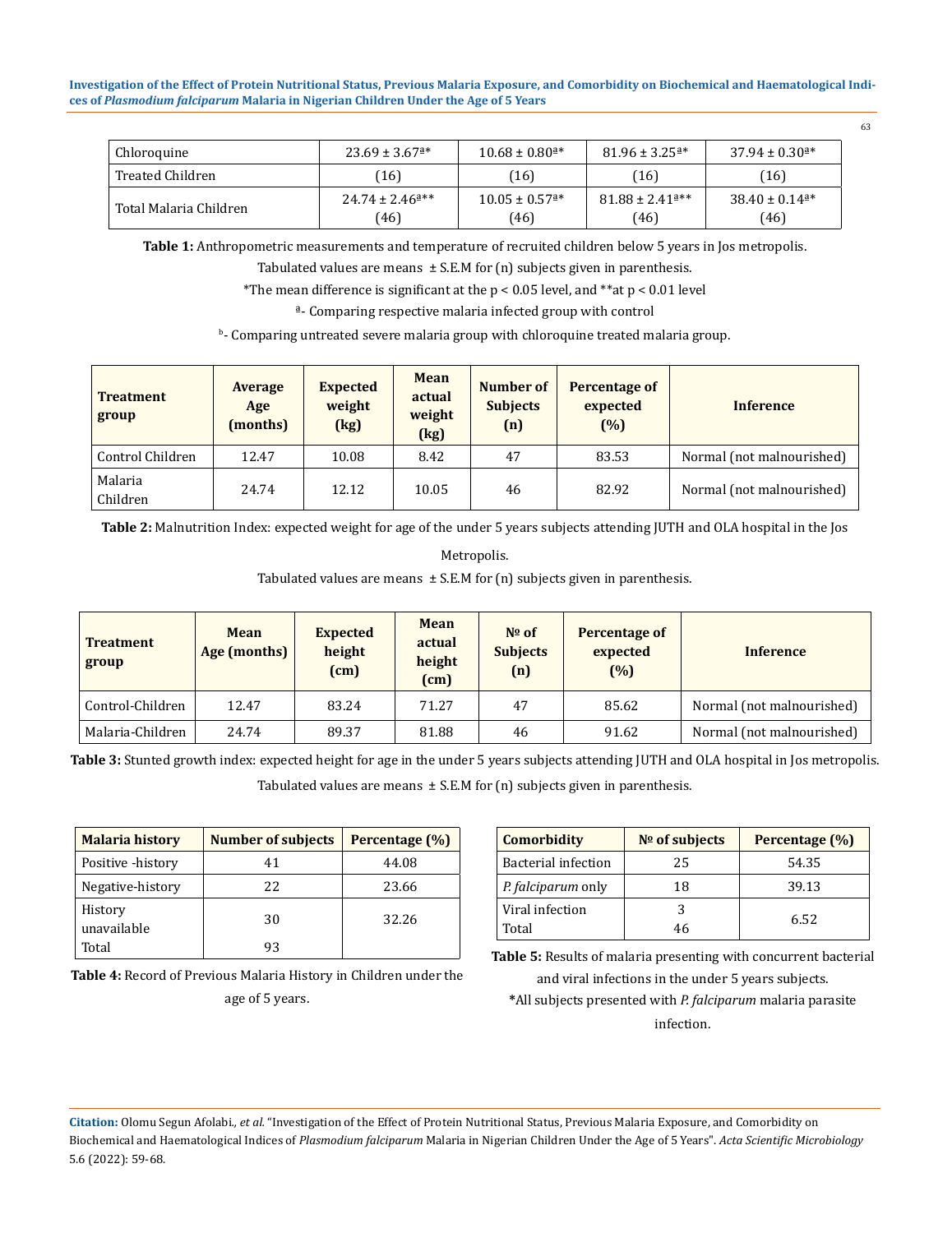| Chloroquine | $23.69 \pm 3.67^{a*}$ | $10.68 \pm 0.80^{a*}$ | $81.96 \pm 3.25^{a*}$ | $37.94 \pm 0.30^{a*}$ |
|---|---|---|---|---|
| Treated Children | (16) | (16) | (16) | (16) |
| Total Malaria Children | $24.74 \pm 2.46^{a**}$ (46) | $10.05 \pm 0.57^{a*}$ (46) | $81.88 \pm 2.41^{a**}$ (46) | $38.40 \pm 0.14^{a*}$ (46) |

**Table 1:** Anthropometric measurements and temperature of recruited children below 5 years in Jos metropolis.

Tabulated values are means ± S.E.M for (n) subjects given in parenthesis.

*The mean difference is significant at the $p < 0.05$ level, and **at $p < 0.01$ level

[a]- Comparing respective malaria infected group with control

[b]- Comparing untreated severe malaria group with chloroquine treated malaria group.

| Treatment group | Average Age (months) | Expected weight (kg) | Mean actual weight (kg) | Number of Subjects (n) | Percentage of expected (%) | Inference |
|---|---|---|---|---|---|---|
| Control Children | 12.47 | 10.08 | 8.42 | 47 | 83.53 | Normal (not malnourished) |
| Malaria Children | 24.74 | 12.12 | 10.05 | 46 | 82.92 | Normal (not malnourished) |

**Table 2:** Malnutrition Index: expected weight for age of the under 5 years subjects attending JUTH and OLA hospital in the Jos Metropolis.

Tabulated values are means ± S.E.M for (n) subjects given in parenthesis.

| Treatment group | Mean Age (months) | Expected height (cm) | Mean actual height (cm) | № of Subjects (n) | Percentage of expected (%) | Inference |
|---|---|---|---|---|---|---|
| Control-Children | 12.47 | 83.24 | 71.27 | 47 | 85.62 | Normal (not malnourished) |
| Malaria-Children | 24.74 | 89.37 | 81.88 | 46 | 91.62 | Normal (not malnourished) |

**Table 3:** Stunted growth index: expected height for age in the under 5 years subjects attending JUTH and OLA hospital in Jos metropolis.

Tabulated values are means ± S.E.M for (n) subjects given in parenthesis.

| Malaria history | Number of subjects | Percentage (%) |
|---|---|---|
| Positive -history | 41 | 44.08 |
| Negative-history | 22 | 23.66 |
| History unavailable | 30 | 32.26 |
| Total | 93 | |

**Table 4:** Record of Previous Malaria History in Children under the age of 5 years.

| Comorbidity | № of subjects | Percentage (%) |
|---|---|---|
| Bacterial infection | 25 | 54.35 |
| *P. falciparum* only | 18 | 39.13 |
| Viral infection | 3 | 6.52 |
| Total | 46 | |

**Table 5:** Results of malaria presenting with concurrent bacterial and viral infections in the under 5 years subjects.

***All subjects presented with *P. falciparum* malaria parasite infection.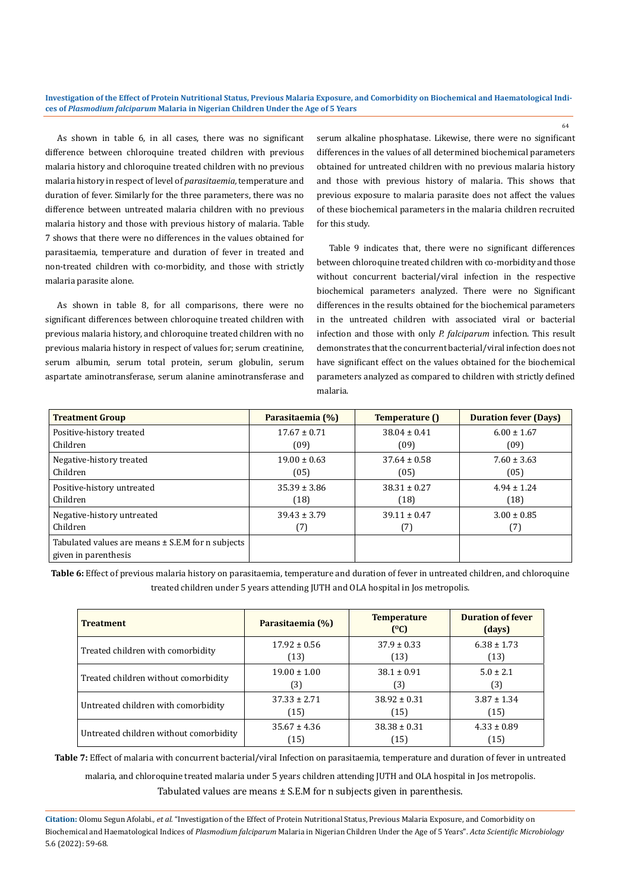As shown in table 6, in all cases, there was no significant difference between chloroquine treated children with previous malaria history and chloroquine treated children with no previous malaria history in respect of level of *parasitaemia,* temperature and duration of fever. Similarly for the three parameters, there was no difference between untreated malaria children with no previous malaria history and those with previous history of malaria. Table 7 shows that there were no differences in the values obtained for parasitaemia, temperature and duration of fever in treated and non-treated children with co-morbidity, and those with strictly malaria parasite alone.

As shown in table 8, for all comparisons, there were no significant differences between chloroquine treated children with previous malaria history, and chloroquine treated children with no previous malaria history in respect of values for; serum creatinine, serum albumin, serum total protein, serum globulin, serum aspartate aminotransferase, serum alanine aminotransferase and serum alkaline phosphatase. Likewise, there were no significant differences in the values of all determined biochemical parameters obtained for untreated children with no previous malaria history and those with previous history of malaria. This shows that previous exposure to malaria parasite does not affect the values of these biochemical parameters in the malaria children recruited for this study.

Table 9 indicates that, there were no significant differences between chloroquine treated children with co-morbidity and those without concurrent bacterial/viral infection in the respective biochemical parameters analyzed. There were no Significant differences in the results obtained for the biochemical parameters in the untreated children with associated viral or bacterial infection and those with only *P. falciparum* infection. This result demonstrates that the concurrent bacterial/viral infection does not have significant effect on the values obtained for the biochemical parameters analyzed as compared to children with strictly defined malaria.

| Treatment Group | Parasitaemia (%) | Temperature () | Duration fever (Days) |
|---|---|---|---|
| Positive-history treated Children | 17.67 ± 0.71 (09) | 38.04 ± 0.41 (09) | 6.00 ± 1.67 (09) |
| Negative-history treated Children | 19.00 ± 0.63 (05) | 37.64 ± 0.58 (05) | 7.60 ± 3.63 (05) |
| Positive-history untreated Children | 35.39 ± 3.86 (18) | 38.31 ± 0.27 (18) | 4.94 ± 1.24 (18) |
| Negative-history untreated Children | 39.43 ± 3.79 (7) | 39.11 ± 0.47 (7) | 3.00 ± 0.85 (7) |
| Tabulated values are means ± S.E.M for n subjects given in parenthesis | | | |

**Table 6:** Effect of previous malaria history on parasitaemia, temperature and duration of fever in untreated children, and chloroquine treated children under 5 years attending JUTH and OLA hospital in Jos metropolis.

| Treatment | Parasitaemia (%) | Temperature (°C) | Duration of fever (days) |
|---|---|---|---|
| Treated children with comorbidity | 17.92 ± 0.56 (13) | 37.9 ± 0.33 (13) | 6.38 ± 1.73 (13) |
| Treated children without comorbidity | 19.00 ± 1.00 (3) | 38.1 ± 0.91 (3) | 5.0 ± 2.1 (3) |
| Untreated children with comorbidity | 37.33 ± 2.71 (15) | 38.92 ± 0.31 (15) | 3.87 ± 1.34 (15) |
| Untreated children without comorbidity | 35.67 ± 4.36 (15) | 38.38 ± 0.31 (15) | 4.33 ± 0.89 (15) |

**Table 7:** Effect of malaria with concurrent bacterial/viral Infection on parasitaemia, temperature and duration of fever in untreated malaria, and chloroquine treated malaria under 5 years children attending JUTH and OLA hospital in Jos metropolis.

Tabulated values are means ± S.E.M for n subjects given in parenthesis.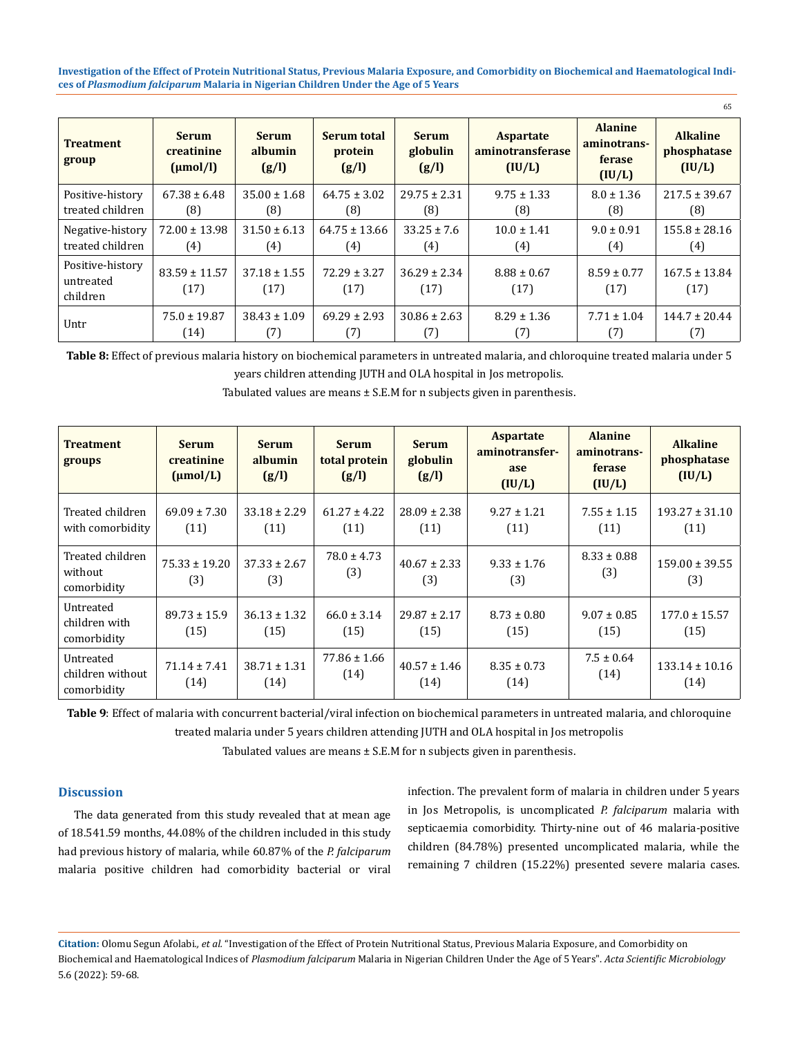| Treatment group | Serum creatinine (μmol/l) | Serum albumin (g/l) | Serum total protein (g/l) | Serum globulin (g/l) | Aspartate aminotransferase (IU/L) | Alanine aminotrans-ferase (IU/L) | Alkaline phosphatase (IU/L) |
|---|---|---|---|---|---|---|---|
| Positive-history treated children | 67.38 ± 6.48 (8) | 35.00 ± 1.68 (8) | 64.75 ± 3.02 (8) | 29.75 ± 2.31 (8) | 9.75 ± 1.33 (8) | 8.0 ± 1.36 (8) | 217.5 ± 39.67 (8) |
| Negative-history treated children | 72.00 ± 13.98 (4) | 31.50 ± 6.13 (4) | 64.75 ± 13.66 (4) | 33.25 ± 7.6 (4) | 10.0 ± 1.41 (4) | 9.0 ± 0.91 (4) | 155.8 ± 28.16 (4) |
| Positive-history untreated children | 83.59 ± 11.57 (17) | 37.18 ± 1.55 (17) | 72.29 ± 3.27 (17) | 36.29 ± 2.34 (17) | 8.88 ± 0.67 (17) | 8.59 ± 0.77 (17) | 167.5 ± 13.84 (17) |
| Untr | 75.0 ± 19.87 (14) | 38.43 ± 1.09 (7) | 69.29 ± 2.93 (7) | 30.86 ± 2.63 (7) | 8.29 ± 1.36 (7) | 7.71 ± 1.04 (7) | 144.7 ± 20.44 (7) |

**Table 8:** Effect of previous malaria history on biochemical parameters in untreated malaria, and chloroquine treated malaria under 5 years children attending JUTH and OLA hospital in Jos metropolis.

Tabulated values are means ± S.E.M for n subjects given in parenthesis.

| Treatment groups | Serum creatinine (μmol/L) | Serum albumin (g/l) | Serum total protein (g/l) | Serum globulin (g/l) | Aspartate aminotransfer-ase (IU/L) | Alanine aminotrans-ferase (IU/L) | Alkaline phosphatase (IU/L) |
|---|---|---|---|---|---|---|---|
| Treated children with comorbidity | 69.09 ± 7.30 (11) | 33.18 ± 2.29 (11) | 61.27 ± 4.22 (11) | 28.09 ± 2.38 (11) | 9.27 ± 1.21 (11) | 7.55 ± 1.15 (11) | 193.27 ± 31.10 (11) |
| Treated children without comorbidity | 75.33 ± 19.20 (3) | 37.33 ± 2.67 (3) | 78.0 ± 4.73 (3) | 40.67 ± 2.33 (3) | 9.33 ± 1.76 (3) | 8.33 ± 0.88 (3) | 159.00 ± 39.55 (3) |
| Untreated children with comorbidity | 89.73 ± 15.9 (15) | 36.13 ± 1.32 (15) | 66.0 ± 3.14 (15) | 29.87 ± 2.17 (15) | 8.73 ± 0.80 (15) | 9.07 ± 0.85 (15) | 177.0 ± 15.57 (15) |
| Untreated children without comorbidity | 71.14 ± 7.41 (14) | 38.71 ± 1.31 (14) | 77.86 ± 1.66 (14) | 40.57 ± 1.46 (14) | 8.35 ± 0.73 (14) | 7.5 ± 0.64 (14) | 133.14 ± 10.16 (14) |

**Table 9**: Effect of malaria with concurrent bacterial/viral infection on biochemical parameters in untreated malaria, and chloroquine treated malaria under 5 years children attending JUTH and OLA hospital in Jos metropolis

Tabulated values are means ± S.E.M for n subjects given in parenthesis.

## Discussion

The data generated from this study revealed that at mean age of 18.541.59 months, 44.08% of the children included in this study had previous history of malaria, while 60.87% of the *P. falciparum* malaria positive children had comorbidity bacterial or viral infection. The prevalent form of malaria in children under 5 years in Jos Metropolis, is uncomplicated *P. falciparum* malaria with septicaemia comorbidity. Thirty-nine out of 46 malaria-positive children (84.78%) presented uncomplicated malaria, while the remaining 7 children (15.22%) presented severe malaria cases.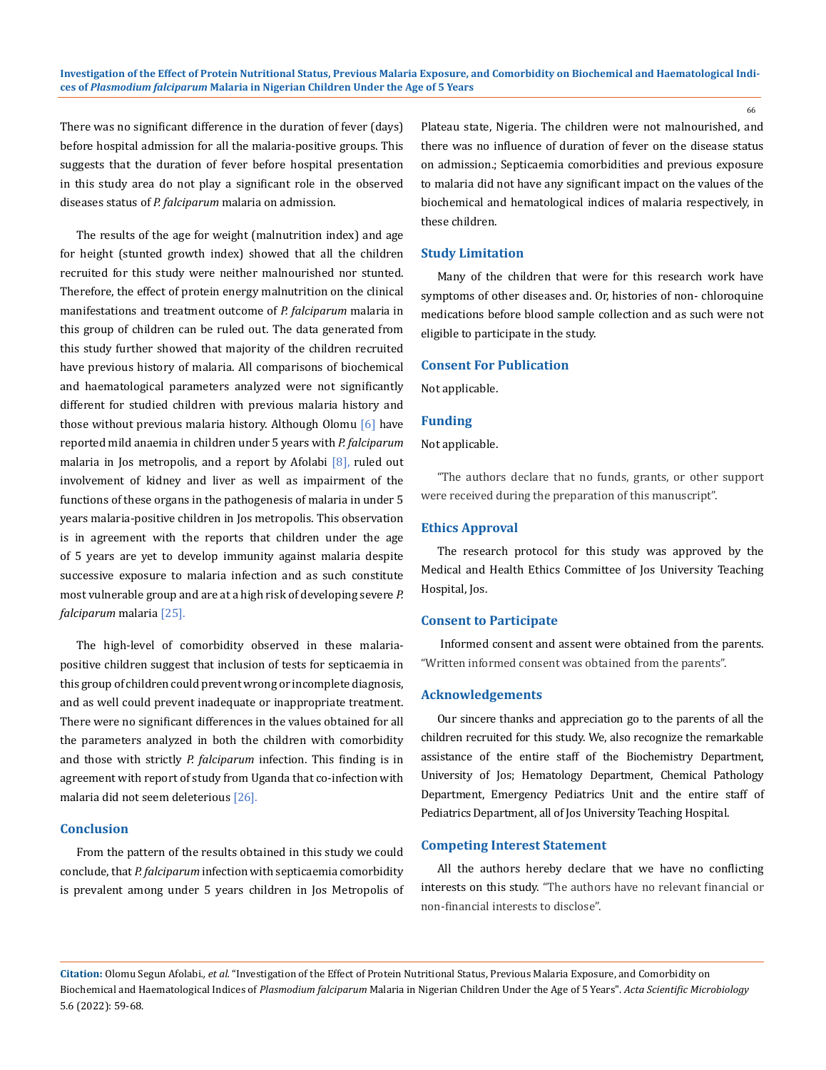There was no significant difference in the duration of fever (days) before hospital admission for all the malaria-positive groups. This suggests that the duration of fever before hospital presentation in this study area do not play a significant role in the observed diseases status of *P. falciparum* malaria on admission.

The results of the age for weight (malnutrition index) and age for height (stunted growth index) showed that all the children recruited for this study were neither malnourished nor stunted. Therefore, the effect of protein energy malnutrition on the clinical manifestations and treatment outcome of *P. falciparum* malaria in this group of children can be ruled out. The data generated from this study further showed that majority of the children recruited have previous history of malaria. All comparisons of biochemical and haematological parameters analyzed were not significantly different for studied children with previous malaria history and those without previous malaria history. Although Olomu [6] have reported mild anaemia in children under 5 years with *P. falciparum* malaria in Jos metropolis, and a report by Afolabi [8], ruled out involvement of kidney and liver as well as impairment of the functions of these organs in the pathogenesis of malaria in under 5 years malaria-positive children in Jos metropolis. This observation is in agreement with the reports that children under the age of 5 years are yet to develop immunity against malaria despite successive exposure to malaria infection and as such constitute most vulnerable group and are at a high risk of developing severe *P. falciparum* malaria [25].

The high-level of comorbidity observed in these malaria-positive children suggest that inclusion of tests for septicaemia in this group of children could prevent wrong or incomplete diagnosis, and as well could prevent inadequate or inappropriate treatment. There were no significant differences in the values obtained for all the parameters analyzed in both the children with comorbidity and those with strictly *P. falciparum* infection. This finding is in agreement with report of study from Uganda that co-infection with malaria did not seem deleterious [26].

## Conclusion

From the pattern of the results obtained in this study we could conclude, that *P. falciparum* infection with septicaemia comorbidity is prevalent among under 5 years children in Jos Metropolis of Plateau state, Nigeria. The children were not malnourished, and there was no influence of duration of fever on the disease status on admission.; Septicaemia comorbidities and previous exposure to malaria did not have any significant impact on the values of the biochemical and hematological indices of malaria respectively, in these children.

## Study Limitation

Many of the children that were for this research work have symptoms of other diseases and. Or, histories of non- chloroquine medications before blood sample collection and as such were not eligible to participate in the study.

## Consent For Publication

Not applicable.

## Funding

Not applicable.

"The authors declare that no funds, grants, or other support were received during the preparation of this manuscript".

## Ethics Approval

The research protocol for this study was approved by the Medical and Health Ethics Committee of Jos University Teaching Hospital, Jos.

## Consent to Participate

Informed consent and assent were obtained from the parents. "Written informed consent was obtained from the parents".

## Acknowledgements

Our sincere thanks and appreciation go to the parents of all the children recruited for this study. We, also recognize the remarkable assistance of the entire staff of the Biochemistry Department, University of Jos; Hematology Department, Chemical Pathology Department, Emergency Pediatrics Unit and the entire staff of Pediatrics Department, all of Jos University Teaching Hospital.

## Competing Interest Statement

All the authors hereby declare that we have no conflicting interests on this study. "The authors have no relevant financial or non-financial interests to disclose".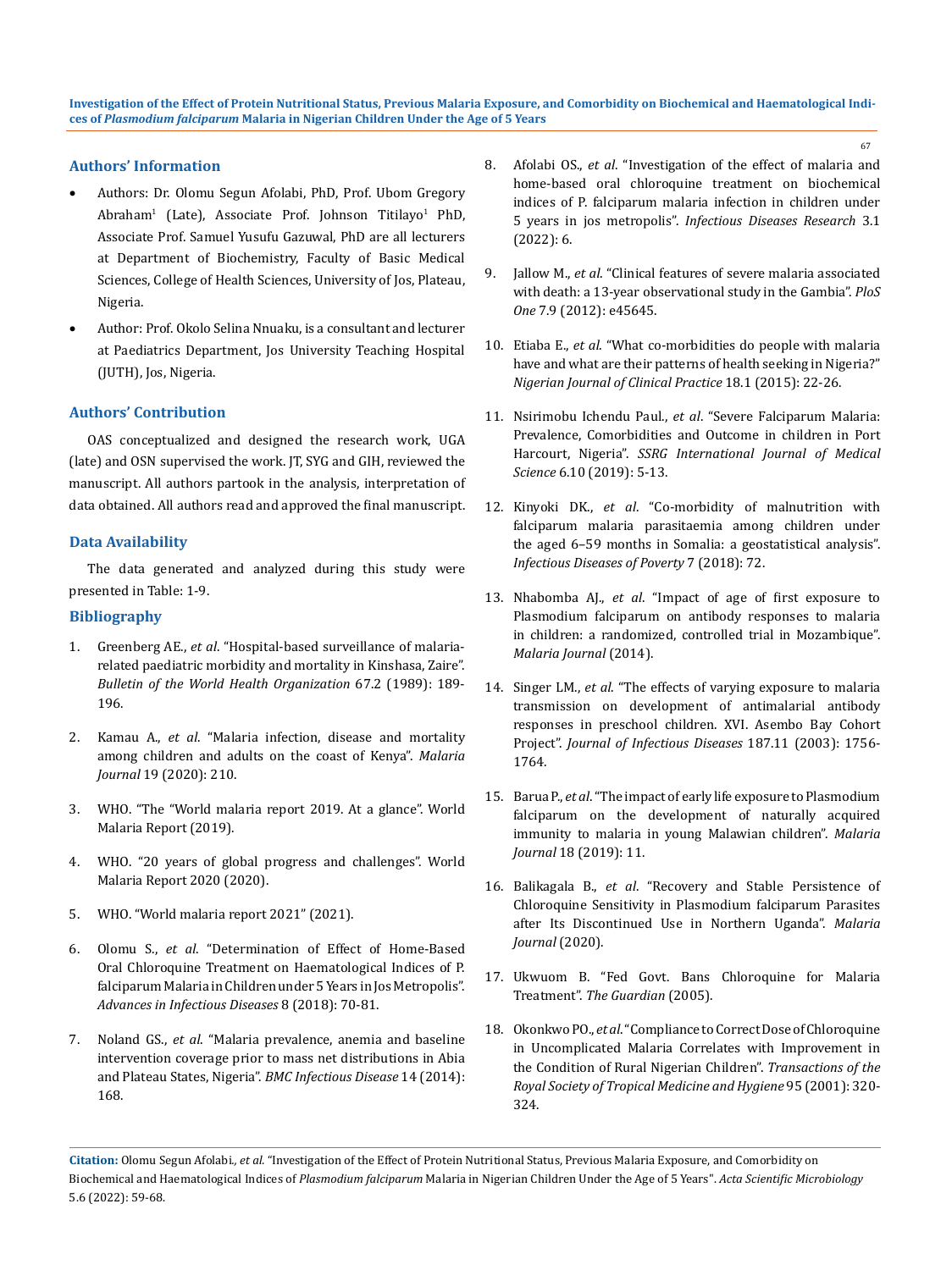## Authors' Information

- Authors: Dr. Olomu Segun Afolabi, PhD, Prof. Ubom Gregory Abraham[1] (Late), Associate Prof. Johnson Titilayo[1] PhD, Associate Prof. Samuel Yusufu Gazuwal, PhD are all lecturers at Department of Biochemistry, Faculty of Basic Medical Sciences, College of Health Sciences, University of Jos, Plateau, Nigeria.
- Author: Prof. Okolo Selina Nnuaku, is a consultant and lecturer at Paediatrics Department, Jos University Teaching Hospital (JUTH), Jos, Nigeria.

## Authors' Contribution

OAS conceptualized and designed the research work, UGA (late) and OSN supervised the work. JT, SYG and GIH, reviewed the manuscript. All authors partook in the analysis, interpretation of data obtained. All authors read and approved the final manuscript.

## Data Availability

The data generated and analyzed during this study were presented in Table: 1-9.

## Bibliography

1. Greenberg AE., *et al*. "Hospital-based surveillance of malaria-related paediatric morbidity and mortality in Kinshasa, Zaire". *Bulletin of the World Health Organization* 67.2 (1989): 189-196.
2. Kamau A., *et al*. "Malaria infection, disease and mortality among children and adults on the coast of Kenya". *Malaria Journal* 19 (2020): 210.
3. WHO. "The "World malaria report 2019. At a glance". World Malaria Report (2019).
4. WHO. "20 years of global progress and challenges". World Malaria Report 2020 (2020).
5. WHO. "World malaria report 2021" (2021).
6. Olomu S., *et al*. "Determination of Effect of Home-Based Oral Chloroquine Treatment on Haematological Indices of P. falciparum Malaria in Children under 5 Years in Jos Metropolis". *Advances in Infectious Diseases* 8 (2018): 70-81.
7. Noland GS., *et al*. "Malaria prevalence, anemia and baseline intervention coverage prior to mass net distributions in Abia and Plateau States, Nigeria". *BMC Infectious Disease* 14 (2014): 168.
8. Afolabi OS., *et al*. "Investigation of the effect of malaria and home-based oral chloroquine treatment on biochemical indices of P. falciparum malaria infection in children under 5 years in jos metropolis". *Infectious Diseases Research* 3.1 (2022): 6.
9. Jallow M., *et al*. "Clinical features of severe malaria associated with death: a 13-year observational study in the Gambia". *PloS One* 7.9 (2012): e45645.
10. Etiaba E., *et al*. "What co-morbidities do people with malaria have and what are their patterns of health seeking in Nigeria?" *Nigerian Journal of Clinical Practice* 18.1 (2015): 22-26.
11. Nsirimobu Ichendu Paul., *et al*. "Severe Falciparum Malaria: Prevalence, Comorbidities and Outcome in children in Port Harcourt, Nigeria". *SSRG International Journal of Medical Science* 6.10 (2019): 5-13.
12. Kinyoki DK., *et al*. "Co-morbidity of malnutrition with falciparum malaria parasitaemia among children under the aged 6–59 months in Somalia: a geostatistical analysis". *Infectious Diseases of Poverty* 7 (2018): 72.
13. Nhabomba AJ., *et al*. "Impact of age of first exposure to Plasmodium falciparum on antibody responses to malaria in children: a randomized, controlled trial in Mozambique". *Malaria Journal* (2014).
14. Singer LM., *et al*. "The effects of varying exposure to malaria transmission on development of antimalarial antibody responses in preschool children. XVI. Asembo Bay Cohort Project". *Journal of Infectious Diseases* 187.11 (2003): 1756-1764.
15. Barua P., *et al*. "The impact of early life exposure to Plasmodium falciparum on the development of naturally acquired immunity to malaria in young Malawian children". *Malaria Journal* 18 (2019): 11.
16. Balikagala B., *et al*. "Recovery and Stable Persistence of Chloroquine Sensitivity in Plasmodium falciparum Parasites after Its Discontinued Use in Northern Uganda". *Malaria Journal* (2020).
17. Ukwuom B. "Fed Govt. Bans Chloroquine for Malaria Treatment". *The Guardian* (2005).
18. Okonkwo PO., *et al*. "Compliance to Correct Dose of Chloroquine in Uncomplicated Malaria Correlates with Improvement in the Condition of Rural Nigerian Children". *Transactions of the Royal Society of Tropical Medicine and Hygiene* 95 (2001): 320-324.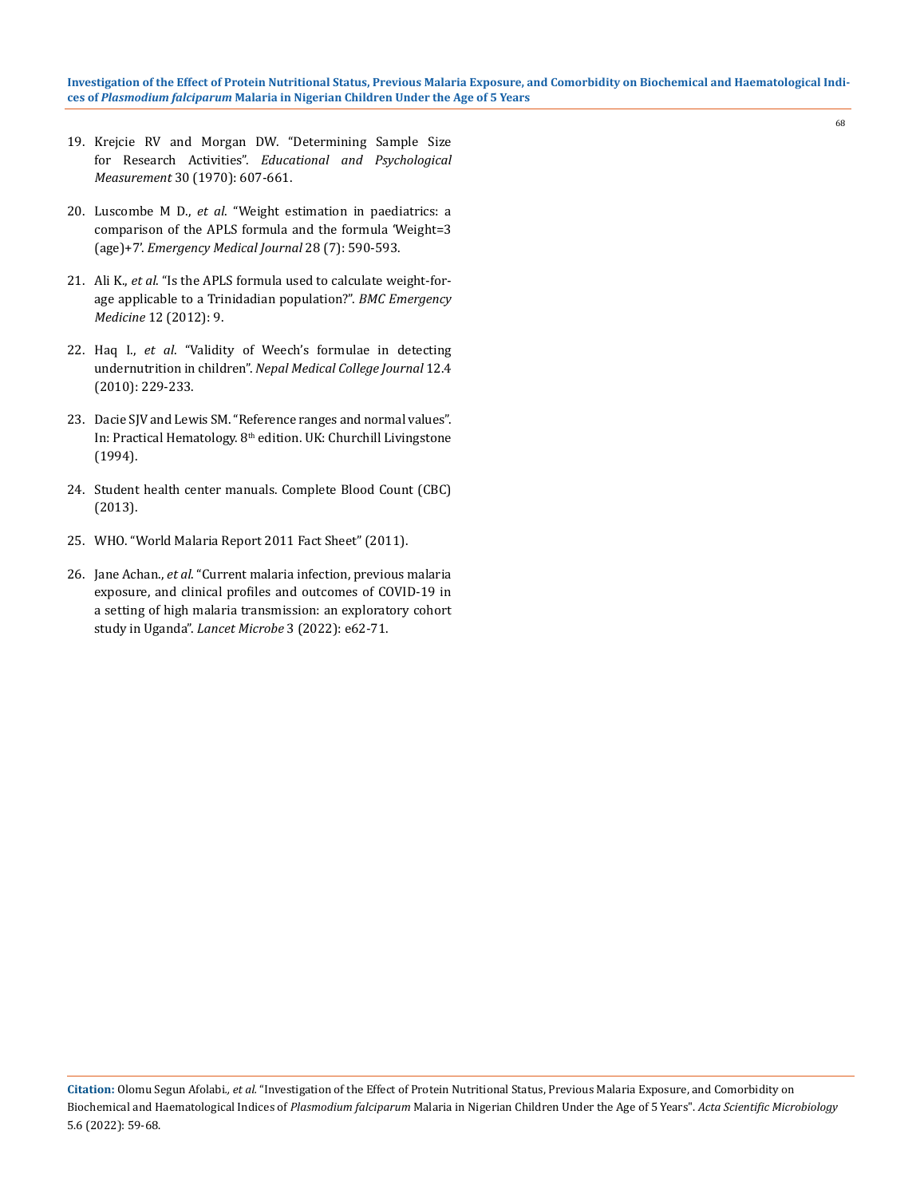19. Krejcie RV and Morgan DW. "Determining Sample Size for Research Activities". *Educational and Psychological Measurement* 30 (1970): 607-661.

20. Luscombe M D., *et al*. "Weight estimation in paediatrics: a comparison of the APLS formula and the formula 'Weight=3 (age)+7'. *Emergency Medical Journal* 28 (7): 590-593.

21. Ali K., *et al*. "Is the APLS formula used to calculate weight-for-age applicable to a Trinidadian population?". *BMC Emergency Medicine* 12 (2012): 9.

22. Haq I., *et al*. "Validity of Weech's formulae in detecting undernutrition in children". *Nepal Medical College Journal* 12.4 (2010): 229-233.

23. Dacie SJV and Lewis SM. "Reference ranges and normal values". In: Practical Hematology. 8th edition. UK: Churchill Livingstone (1994).

24. Student health center manuals. Complete Blood Count (CBC) (2013).

25. WHO. "World Malaria Report 2011 Fact Sheet" (2011).

26. Jane Achan., *et al*. "Current malaria infection, previous malaria exposure, and clinical profiles and outcomes of COVID-19 in a setting of high malaria transmission: an exploratory cohort study in Uganda". *Lancet Microbe* 3 (2022): e62-71.